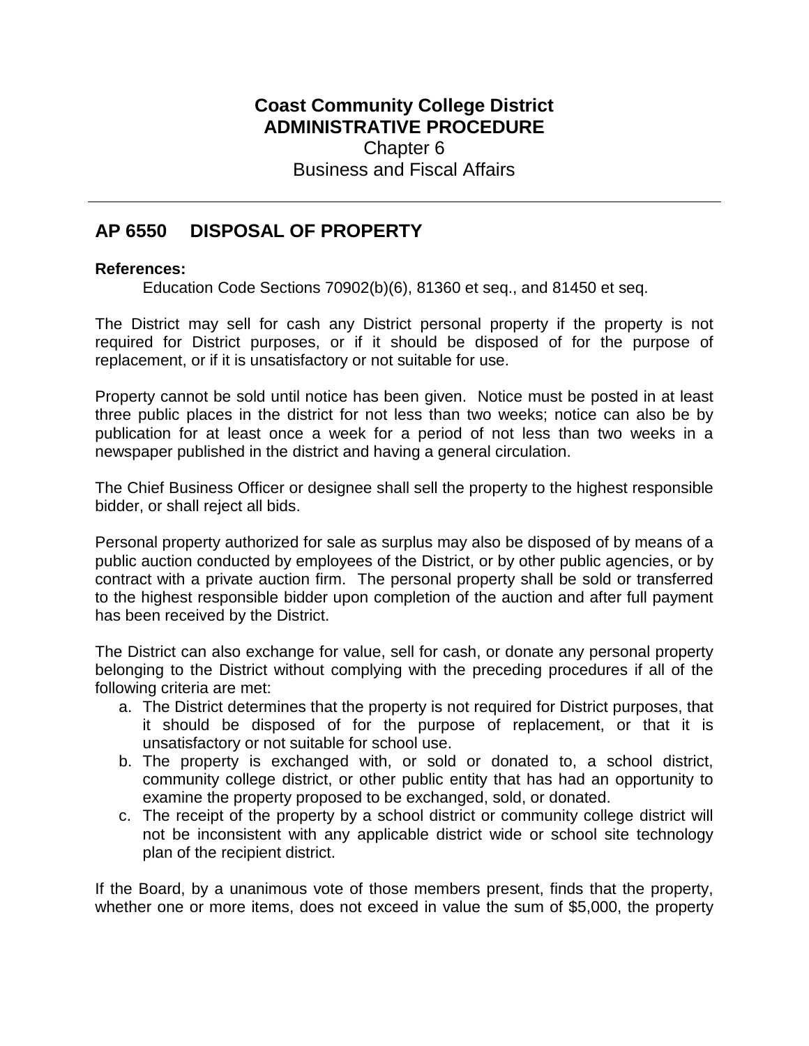**Coast Community College District**
**ADMINISTRATIVE PROCEDURE**
Chapter 6
Business and Fiscal Affairs

---

## AP 6550 DISPOSAL OF PROPERTY

**References:**

Education Code Sections 70902(b)(6), 81360 et seq., and 81450 et seq.

The District may sell for cash any District personal property if the property is not required for District purposes, or if it should be disposed of for the purpose of replacement, or if it is unsatisfactory or not suitable for use.

Property cannot be sold until notice has been given. Notice must be posted in at least three public places in the district for not less than two weeks; notice can also be by publication for at least once a week for a period of not less than two weeks in a newspaper published in the district and having a general circulation.

The Chief Business Officer or designee shall sell the property to the highest responsible bidder, or shall reject all bids.

Personal property authorized for sale as surplus may also be disposed of by means of a public auction conducted by employees of the District, or by other public agencies, or by contract with a private auction firm. The personal property shall be sold or transferred to the highest responsible bidder upon completion of the auction and after full payment has been received by the District.

The District can also exchange for value, sell for cash, or donate any personal property belonging to the District without complying with the preceding procedures if all of the following criteria are met:

a. The District determines that the property is not required for District purposes, that it should be disposed of for the purpose of replacement, or that it is unsatisfactory or not suitable for school use.
b. The property is exchanged with, or sold or donated to, a school district, community college district, or other public entity that has had an opportunity to examine the property proposed to be exchanged, sold, or donated.
c. The receipt of the property by a school district or community college district will not be inconsistent with any applicable district wide or school site technology plan of the recipient district.

If the Board, by a unanimous vote of those members present, finds that the property, whether one or more items, does not exceed in value the sum of $5,000, the property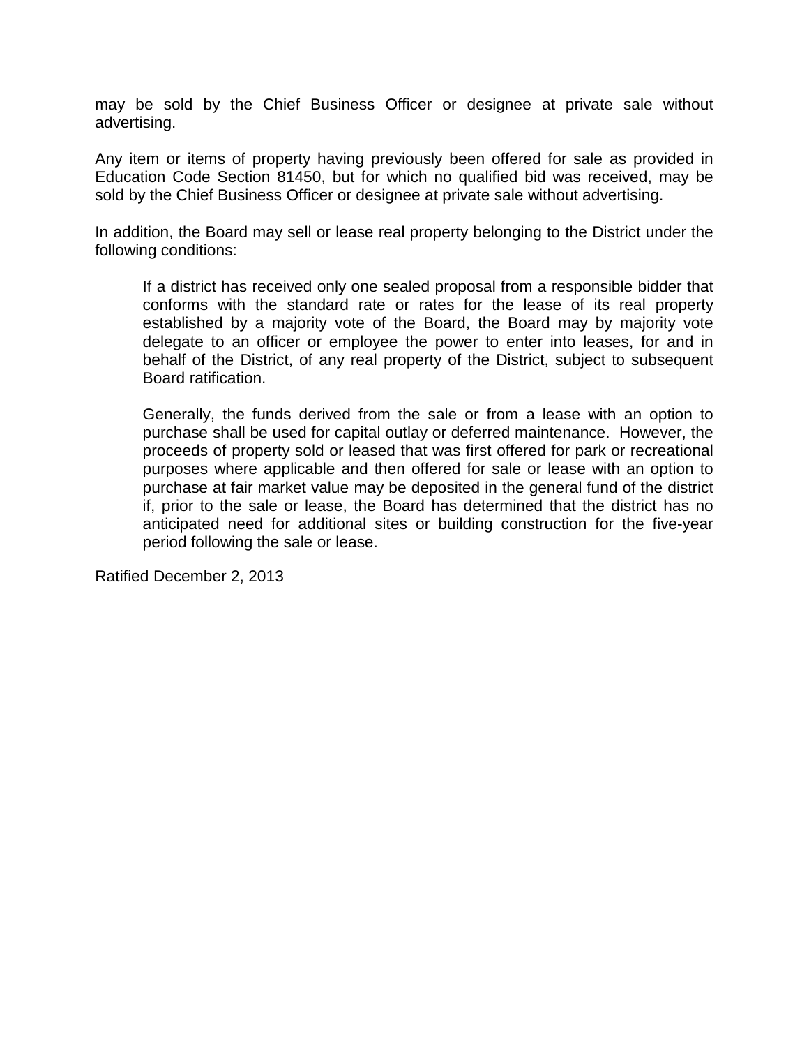may be sold by the Chief Business Officer or designee at private sale without advertising.

Any item or items of property having previously been offered for sale as provided in Education Code Section 81450, but for which no qualified bid was received, may be sold by the Chief Business Officer or designee at private sale without advertising.

In addition, the Board may sell or lease real property belonging to the District under the following conditions:

> If a district has received only one sealed proposal from a responsible bidder that conforms with the standard rate or rates for the lease of its real property established by a majority vote of the Board, the Board may by majority vote delegate to an officer or employee the power to enter into leases, for and in behalf of the District, of any real property of the District, subject to subsequent Board ratification.
>
> Generally, the funds derived from the sale or from a lease with an option to purchase shall be used for capital outlay or deferred maintenance. However, the proceeds of property sold or leased that was first offered for park or recreational purposes where applicable and then offered for sale or lease with an option to purchase at fair market value may be deposited in the general fund of the district if, prior to the sale or lease, the Board has determined that the district has no anticipated need for additional sites or building construction for the five-year period following the sale or lease.

---

Ratified December 2, 2013